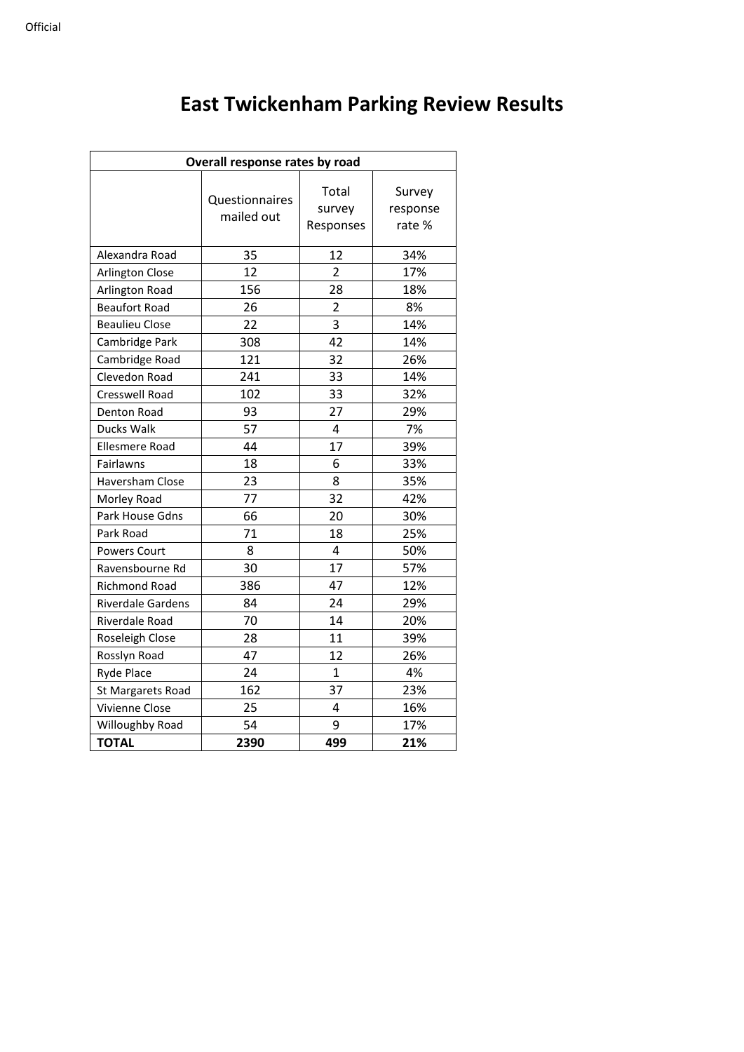# East Twickenham Parking Review Results

| Overall response rates by road | | | |
|---|---|---|---|
| | Questionnaires mailed out | Total survey Responses | Survey response rate % |
| Alexandra Road | 35 | 12 | 34% |
| Arlington Close | 12 | 2 | 17% |
| Arlington Road | 156 | 28 | 18% |
| Beaufort Road | 26 | 2 | 8% |
| Beaulieu Close | 22 | 3 | 14% |
| Cambridge Park | 308 | 42 | 14% |
| Cambridge Road | 121 | 32 | 26% |
| Clevedon Road | 241 | 33 | 14% |
| Cresswell Road | 102 | 33 | 32% |
| Denton Road | 93 | 27 | 29% |
| Ducks Walk | 57 | 4 | 7% |
| Ellesmere Road | 44 | 17 | 39% |
| Fairlawns | 18 | 6 | 33% |
| Haversham Close | 23 | 8 | 35% |
| Morley Road | 77 | 32 | 42% |
| Park House Gdns | 66 | 20 | 30% |
| Park Road | 71 | 18 | 25% |
| Powers Court | 8 | 4 | 50% |
| Ravensbourne Rd | 30 | 17 | 57% |
| Richmond Road | 386 | 47 | 12% |
| Riverdale Gardens | 84 | 24 | 29% |
| Riverdale Road | 70 | 14 | 20% |
| Roseleigh Close | 28 | 11 | 39% |
| Rosslyn Road | 47 | 12 | 26% |
| Ryde Place | 24 | 1 | 4% |
| St Margarets Road | 162 | 37 | 23% |
| Vivienne Close | 25 | 4 | 16% |
| Willoughby Road | 54 | 9 | 17% |
| **TOTAL** | **2390** | **499** | **21%** |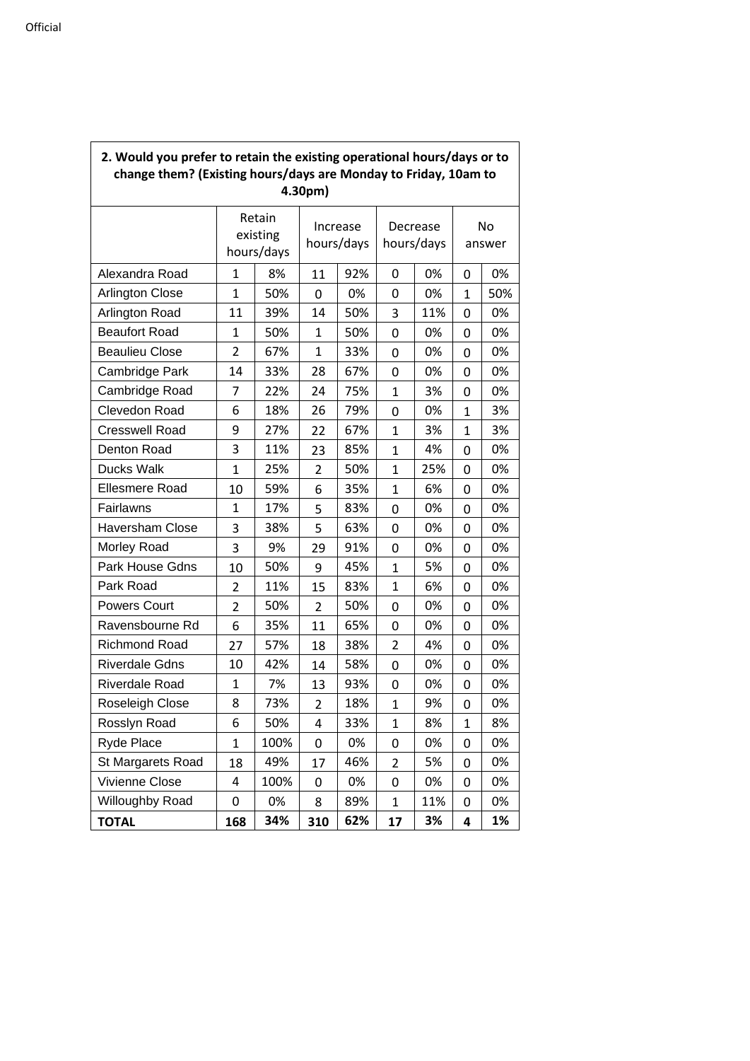| 2. Would you prefer to retain the existing operational hours/days or to change them? (Existing hours/days are Monday to Friday, 10am to 4.30pm) | | | | | | | | |
|---|---|---|---|---|---|---|---|---|
| | Retain existing hours/days | | Increase hours/days | | Decrease hours/days | | No answer | |
| Alexandra Road | 1 | 8% | 11 | 92% | 0 | 0% | 0 | 0% |
| Arlington Close | 1 | 50% | 0 | 0% | 0 | 0% | 1 | 50% |
| Arlington Road | 11 | 39% | 14 | 50% | 3 | 11% | 0 | 0% |
| Beaufort Road | 1 | 50% | 1 | 50% | 0 | 0% | 0 | 0% |
| Beaulieu Close | 2 | 67% | 1 | 33% | 0 | 0% | 0 | 0% |
| Cambridge Park | 14 | 33% | 28 | 67% | 0 | 0% | 0 | 0% |
| Cambridge Road | 7 | 22% | 24 | 75% | 1 | 3% | 0 | 0% |
| Clevedon Road | 6 | 18% | 26 | 79% | 0 | 0% | 1 | 3% |
| Cresswell Road | 9 | 27% | 22 | 67% | 1 | 3% | 1 | 3% |
| Denton Road | 3 | 11% | 23 | 85% | 1 | 4% | 0 | 0% |
| Ducks Walk | 1 | 25% | 2 | 50% | 1 | 25% | 0 | 0% |
| Ellesmere Road | 10 | 59% | 6 | 35% | 1 | 6% | 0 | 0% |
| Fairlawns | 1 | 17% | 5 | 83% | 0 | 0% | 0 | 0% |
| Haversham Close | 3 | 38% | 5 | 63% | 0 | 0% | 0 | 0% |
| Morley Road | 3 | 9% | 29 | 91% | 0 | 0% | 0 | 0% |
| Park House Gdns | 10 | 50% | 9 | 45% | 1 | 5% | 0 | 0% |
| Park Road | 2 | 11% | 15 | 83% | 1 | 6% | 0 | 0% |
| Powers Court | 2 | 50% | 2 | 50% | 0 | 0% | 0 | 0% |
| Ravensbourne Rd | 6 | 35% | 11 | 65% | 0 | 0% | 0 | 0% |
| Richmond Road | 27 | 57% | 18 | 38% | 2 | 4% | 0 | 0% |
| Riverdale Gdns | 10 | 42% | 14 | 58% | 0 | 0% | 0 | 0% |
| Riverdale Road | 1 | 7% | 13 | 93% | 0 | 0% | 0 | 0% |
| Roseleigh Close | 8 | 73% | 2 | 18% | 1 | 9% | 0 | 0% |
| Rosslyn Road | 6 | 50% | 4 | 33% | 1 | 8% | 1 | 8% |
| Ryde Place | 1 | 100% | 0 | 0% | 0 | 0% | 0 | 0% |
| St Margarets Road | 18 | 49% | 17 | 46% | 2 | 5% | 0 | 0% |
| Vivienne Close | 4 | 100% | 0 | 0% | 0 | 0% | 0 | 0% |
| Willoughby Road | 0 | 0% | 8 | 89% | 1 | 11% | 0 | 0% |
| **TOTAL** | **168** | **34%** | **310** | **62%** | **17** | **3%** | **4** | **1%** |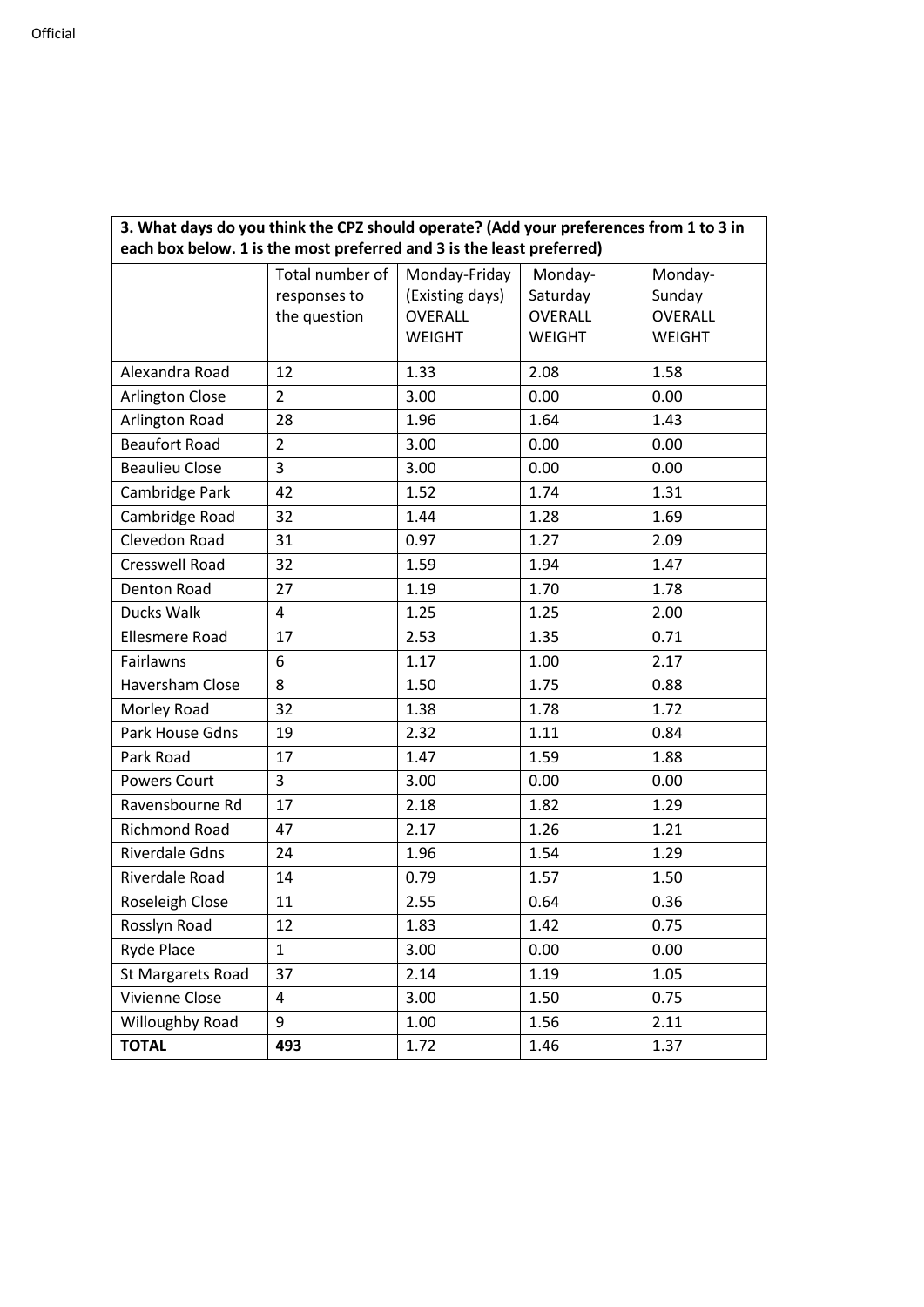**3. What days do you think the CPZ should operate? (Add your preferences from 1 to 3 in each box below. 1 is the most preferred and 3 is the least preferred)**

| | Total number of responses to the question | Monday-Friday (Existing days) OVERALL WEIGHT | Monday-Saturday OVERALL WEIGHT | Monday-Sunday OVERALL WEIGHT |
|---|---|---|---|---|
| Alexandra Road | 12 | 1.33 | 2.08 | 1.58 |
| Arlington Close | 2 | 3.00 | 0.00 | 0.00 |
| Arlington Road | 28 | 1.96 | 1.64 | 1.43 |
| Beaufort Road | 2 | 3.00 | 0.00 | 0.00 |
| Beaulieu Close | 3 | 3.00 | 0.00 | 0.00 |
| Cambridge Park | 42 | 1.52 | 1.74 | 1.31 |
| Cambridge Road | 32 | 1.44 | 1.28 | 1.69 |
| Clevedon Road | 31 | 0.97 | 1.27 | 2.09 |
| Cresswell Road | 32 | 1.59 | 1.94 | 1.47 |
| Denton Road | 27 | 1.19 | 1.70 | 1.78 |
| Ducks Walk | 4 | 1.25 | 1.25 | 2.00 |
| Ellesmere Road | 17 | 2.53 | 1.35 | 0.71 |
| Fairlawns | 6 | 1.17 | 1.00 | 2.17 |
| Haversham Close | 8 | 1.50 | 1.75 | 0.88 |
| Morley Road | 32 | 1.38 | 1.78 | 1.72 |
| Park House Gdns | 19 | 2.32 | 1.11 | 0.84 |
| Park Road | 17 | 1.47 | 1.59 | 1.88 |
| Powers Court | 3 | 3.00 | 0.00 | 0.00 |
| Ravensbourne Rd | 17 | 2.18 | 1.82 | 1.29 |
| Richmond Road | 47 | 2.17 | 1.26 | 1.21 |
| Riverdale Gdns | 24 | 1.96 | 1.54 | 1.29 |
| Riverdale Road | 14 | 0.79 | 1.57 | 1.50 |
| Roseleigh Close | 11 | 2.55 | 0.64 | 0.36 |
| Rosslyn Road | 12 | 1.83 | 1.42 | 0.75 |
| Ryde Place | 1 | 3.00 | 0.00 | 0.00 |
| St Margarets Road | 37 | 2.14 | 1.19 | 1.05 |
| Vivienne Close | 4 | 3.00 | 1.50 | 0.75 |
| Willoughby Road | 9 | 1.00 | 1.56 | 2.11 |
| **TOTAL** | **493** | 1.72 | 1.46 | 1.37 |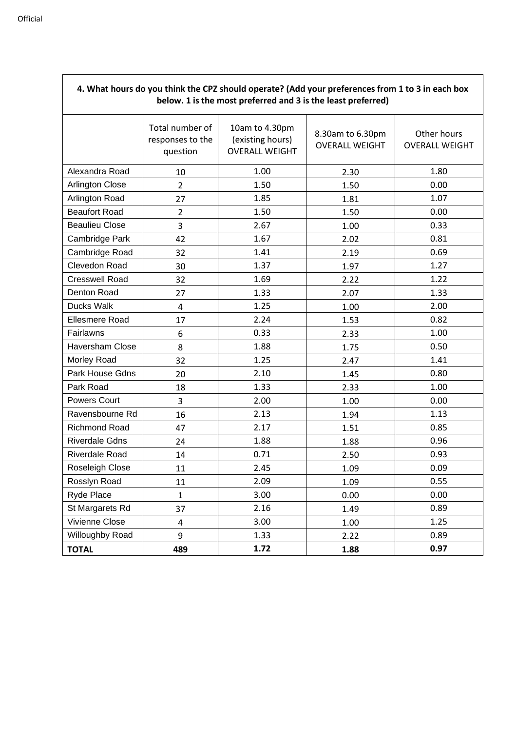| 4. What hours do you think the CPZ should operate? (Add your preferences from 1 to 3 in each box below. 1 is the most preferred and 3 is the least preferred) | | | | |
|---|---|---|---|---|
| | Total number of responses to the question | 10am to 4.30pm (existing hours) OVERALL WEIGHT | 8.30am to 6.30pm OVERALL WEIGHT | Other hours OVERALL WEIGHT |
| Alexandra Road | 10 | 1.00 | 2.30 | 1.80 |
| Arlington Close | 2 | 1.50 | 1.50 | 0.00 |
| Arlington Road | 27 | 1.85 | 1.81 | 1.07 |
| Beaufort Road | 2 | 1.50 | 1.50 | 0.00 |
| Beaulieu Close | 3 | 2.67 | 1.00 | 0.33 |
| Cambridge Park | 42 | 1.67 | 2.02 | 0.81 |
| Cambridge Road | 32 | 1.41 | 2.19 | 0.69 |
| Clevedon Road | 30 | 1.37 | 1.97 | 1.27 |
| Cresswell Road | 32 | 1.69 | 2.22 | 1.22 |
| Denton Road | 27 | 1.33 | 2.07 | 1.33 |
| Ducks Walk | 4 | 1.25 | 1.00 | 2.00 |
| Ellesmere Road | 17 | 2.24 | 1.53 | 0.82 |
| Fairlawns | 6 | 0.33 | 2.33 | 1.00 |
| Haversham Close | 8 | 1.88 | 1.75 | 0.50 |
| Morley Road | 32 | 1.25 | 2.47 | 1.41 |
| Park House Gdns | 20 | 2.10 | 1.45 | 0.80 |
| Park Road | 18 | 1.33 | 2.33 | 1.00 |
| Powers Court | 3 | 2.00 | 1.00 | 0.00 |
| Ravensbourne Rd | 16 | 2.13 | 1.94 | 1.13 |
| Richmond Road | 47 | 2.17 | 1.51 | 0.85 |
| Riverdale Gdns | 24 | 1.88 | 1.88 | 0.96 |
| Riverdale Road | 14 | 0.71 | 2.50 | 0.93 |
| Roseleigh Close | 11 | 2.45 | 1.09 | 0.09 |
| Rosslyn Road | 11 | 2.09 | 1.09 | 0.55 |
| Ryde Place | 1 | 3.00 | 0.00 | 0.00 |
| St Margarets Rd | 37 | 2.16 | 1.49 | 0.89 |
| Vivienne Close | 4 | 3.00 | 1.00 | 1.25 |
| Willoughby Road | 9 | 1.33 | 2.22 | 0.89 |
| **TOTAL** | **489** | **1.72** | **1.88** | **0.97** |